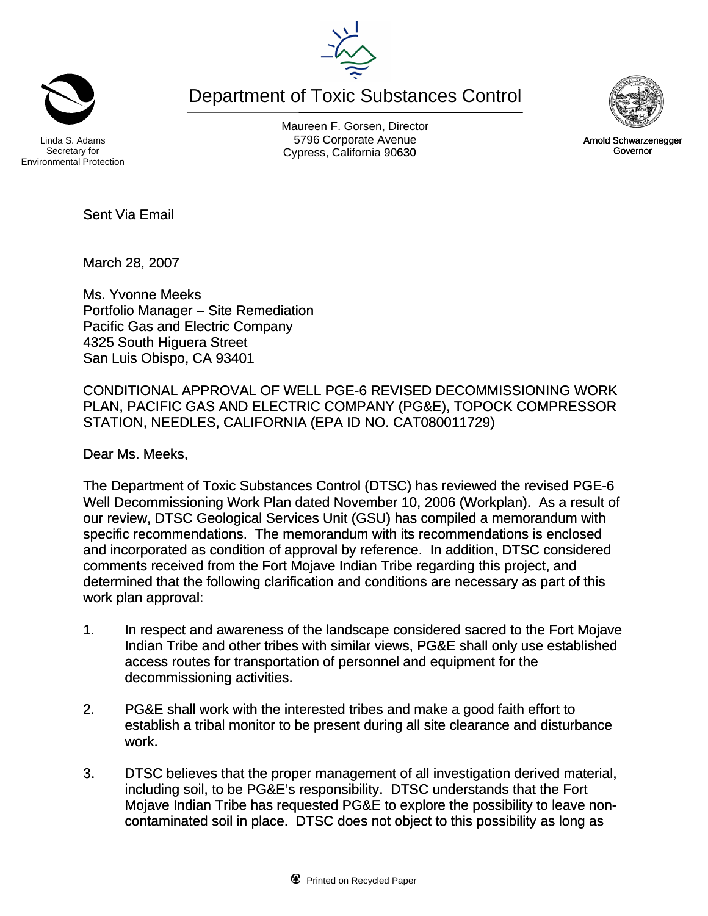Linda S. Adams
Secretary for
Environmental Protection

# Department of Toxic Substances Control

Maureen F. Gorsen, Director
5796 Corporate Avenue
Cypress, California 90630

Arnold Schwarzenegger
Governor

Sent Via Email

March 28, 2007

Ms. Yvonne Meeks
Portfolio Manager – Site Remediation
Pacific Gas and Electric Company
4325 South Higuera Street
San Luis Obispo, CA 93401

CONDITIONAL APPROVAL OF WELL PGE-6 REVISED DECOMMISSIONING WORK PLAN, PACIFIC GAS AND ELECTRIC COMPANY (PG&E), TOPOCK COMPRESSOR STATION, NEEDLES, CALIFORNIA (EPA ID NO. CAT080011729)

Dear Ms. Meeks,

The Department of Toxic Substances Control (DTSC) has reviewed the revised PGE-6 Well Decommissioning Work Plan dated November 10, 2006 (Workplan). As a result of our review, DTSC Geological Services Unit (GSU) has compiled a memorandum with specific recommendations. The memorandum with its recommendations is enclosed and incorporated as condition of approval by reference. In addition, DTSC considered comments received from the Fort Mojave Indian Tribe regarding this project, and determined that the following clarification and conditions are necessary as part of this work plan approval:

1. In respect and awareness of the landscape considered sacred to the Fort Mojave Indian Tribe and other tribes with similar views, PG&E shall only use established access routes for transportation of personnel and equipment for the decommissioning activities.

2. PG&E shall work with the interested tribes and make a good faith effort to establish a tribal monitor to be present during all site clearance and disturbance work.

3. DTSC believes that the proper management of all investigation derived material, including soil, to be PG&E's responsibility. DTSC understands that the Fort Mojave Indian Tribe has requested PG&E to explore the possibility to leave non-contaminated soil in place. DTSC does not object to this possibility as long as

Printed on Recycled Paper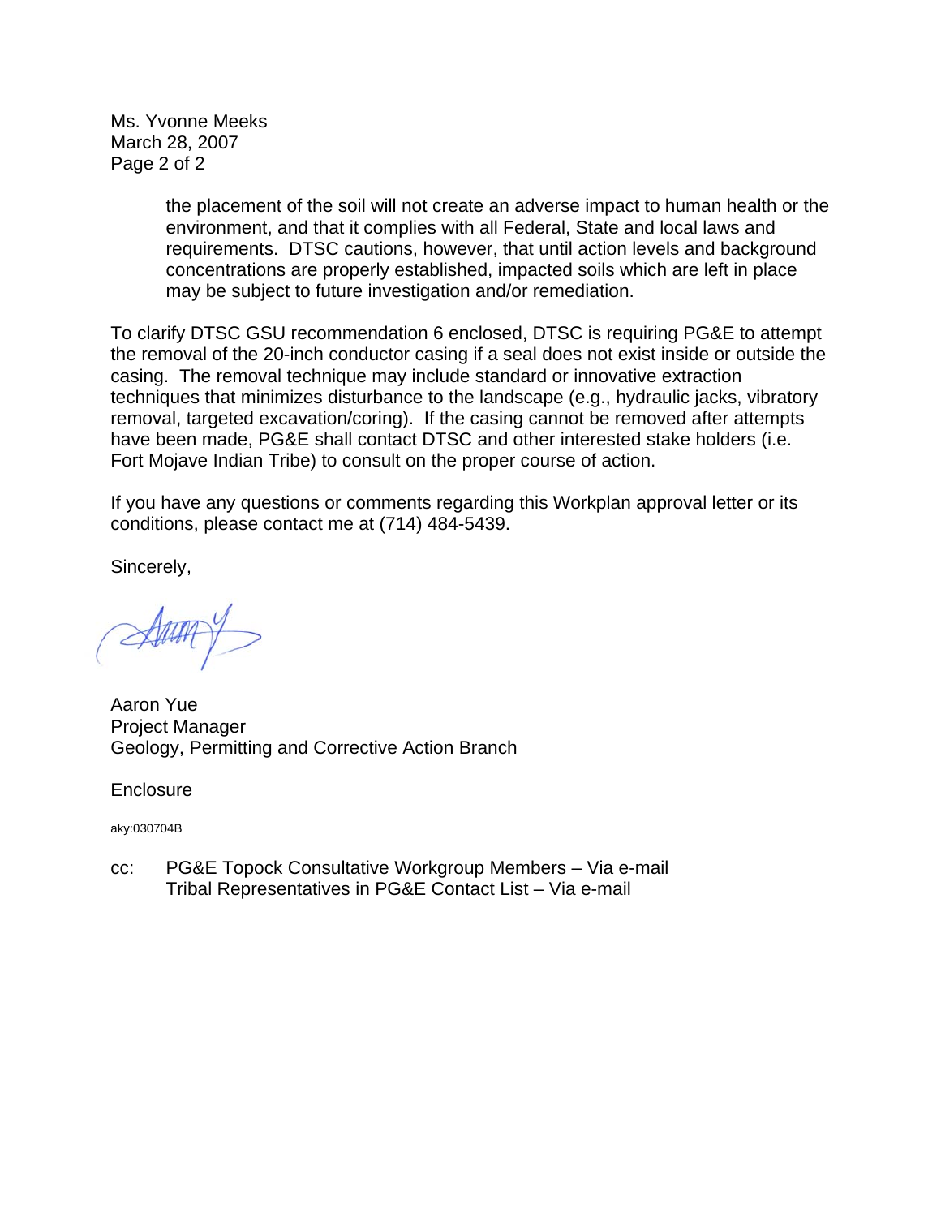Ms. Yvonne Meeks
March 28, 2007

> the placement of the soil will not create an adverse impact to human health or the environment, and that it complies with all Federal, State and local laws and requirements. DTSC cautions, however, that until action levels and background concentrations are properly established, impacted soils which are left in place may be subject to future investigation and/or remediation.

To clarify DTSC GSU recommendation 6 enclosed, DTSC is requiring PG&E to attempt the removal of the 20-inch conductor casing if a seal does not exist inside or outside the casing. The removal technique may include standard or innovative extraction techniques that minimizes disturbance to the landscape (e.g., hydraulic jacks, vibratory removal, targeted excavation/coring). If the casing cannot be removed after attempts have been made, PG&E shall contact DTSC and other interested stake holders (i.e. Fort Mojave Indian Tribe) to consult on the proper course of action.

If you have any questions or comments regarding this Workplan approval letter or its conditions, please contact me at (714) 484-5439.

Sincerely,

Aaron Yue
Project Manager
Geology, Permitting and Corrective Action Branch

Enclosure

aky:030704B

cc: PG&E Topock Consultative Workgroup Members – Via e-mail
Tribal Representatives in PG&E Contact List – Via e-mail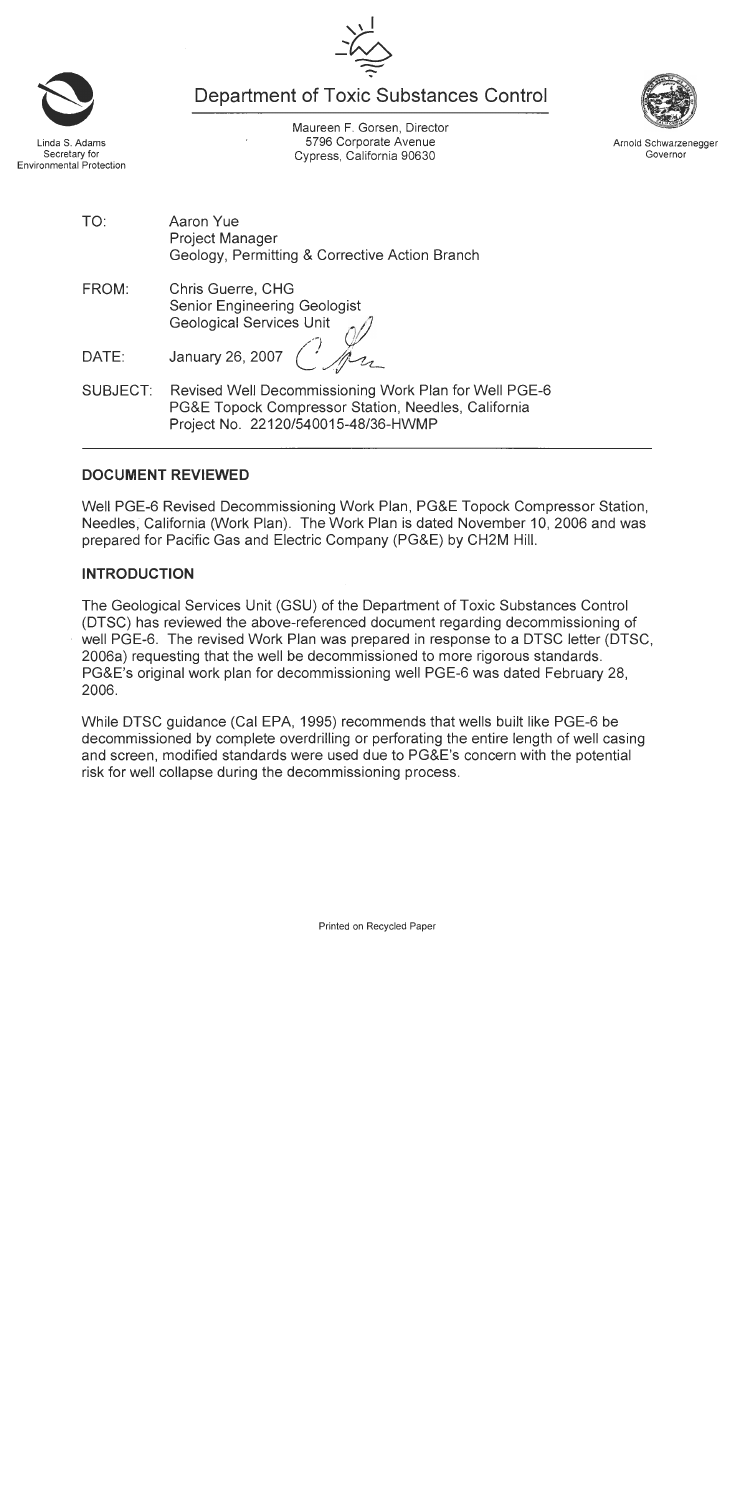Department of Toxic Substances Control

Linda S. Adams
Secretary for
Environmental Protection

Maureen F. Gorsen, Director
5796 Corporate Avenue
Cypress, California 90630

Arnold Schwarzenegger
Governor

TO: Aaron Yue
Project Manager
Geology, Permitting & Corrective Action Branch

FROM: Chris Guerre, CHG
Senior Engineering Geologist
Geological Services Unit

DATE: January 26, 2007

SUBJECT: Revised Well Decommissioning Work Plan for Well PGE-6
PG&E Topock Compressor Station, Needles, California
Project No. 22120/540015-48/36-HWMP

## DOCUMENT REVIEWED

Well PGE-6 Revised Decommissioning Work Plan, PG&E Topock Compressor Station, Needles, California (Work Plan). The Work Plan is dated November 10, 2006 and was prepared for Pacific Gas and Electric Company (PG&E) by CH2M Hill.

## INTRODUCTION

The Geological Services Unit (GSU) of the Department of Toxic Substances Control (DTSC) has reviewed the above-referenced document regarding decommissioning of well PGE-6. The revised Work Plan was prepared in response to a DTSC letter (DTSC, 2006a) requesting that the well be decommissioned to more rigorous standards. PG&E's original work plan for decommissioning well PGE-6 was dated February 28, 2006.

While DTSC guidance (Cal EPA, 1995) recommends that wells built like PGE-6 be decommissioned by complete overdrilling or perforating the entire length of well casing and screen, modified standards were used due to PG&E's concern with the potential risk for well collapse during the decommissioning process.

Printed on Recycled Paper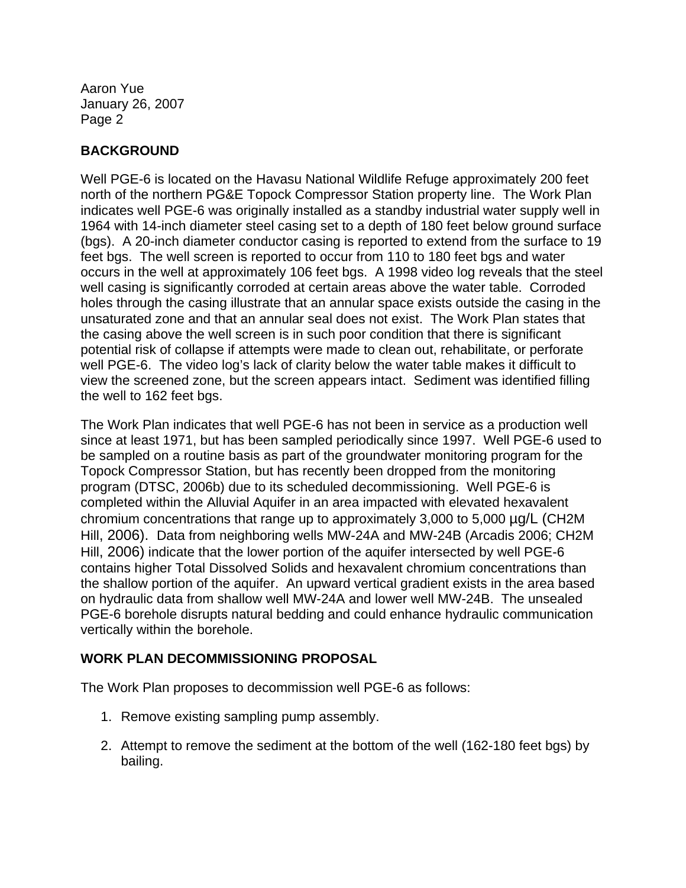## BACKGROUND

Well PGE-6 is located on the Havasu National Wildlife Refuge approximately 200 feet north of the northern PG&E Topock Compressor Station property line. The Work Plan indicates well PGE-6 was originally installed as a standby industrial water supply well in 1964 with 14-inch diameter steel casing set to a depth of 180 feet below ground surface (bgs). A 20-inch diameter conductor casing is reported to extend from the surface to 19 feet bgs. The well screen is reported to occur from 110 to 180 feet bgs and water occurs in the well at approximately 106 feet bgs. A 1998 video log reveals that the steel well casing is significantly corroded at certain areas above the water table. Corroded holes through the casing illustrate that an annular space exists outside the casing in the unsaturated zone and that an annular seal does not exist. The Work Plan states that the casing above the well screen is in such poor condition that there is significant potential risk of collapse if attempts were made to clean out, rehabilitate, or perforate well PGE-6. The video log's lack of clarity below the water table makes it difficult to view the screened zone, but the screen appears intact. Sediment was identified filling the well to 162 feet bgs.

The Work Plan indicates that well PGE-6 has not been in service as a production well since at least 1971, but has been sampled periodically since 1997. Well PGE-6 used to be sampled on a routine basis as part of the groundwater monitoring program for the Topock Compressor Station, but has recently been dropped from the monitoring program (DTSC, 2006b) due to its scheduled decommissioning. Well PGE-6 is completed within the Alluvial Aquifer in an area impacted with elevated hexavalent chromium concentrations that range up to approximately 3,000 to 5,000 µg/L (CH2M Hill, 2006). Data from neighboring wells MW-24A and MW-24B (Arcadis 2006; CH2M Hill, 2006) indicate that the lower portion of the aquifer intersected by well PGE-6 contains higher Total Dissolved Solids and hexavalent chromium concentrations than the shallow portion of the aquifer. An upward vertical gradient exists in the area based on hydraulic data from shallow well MW-24A and lower well MW-24B. The unsealed PGE-6 borehole disrupts natural bedding and could enhance hydraulic communication vertically within the borehole.

## WORK PLAN DECOMMISSIONING PROPOSAL

The Work Plan proposes to decommission well PGE-6 as follows:

1. Remove existing sampling pump assembly.
2. Attempt to remove the sediment at the bottom of the well (162-180 feet bgs) by bailing.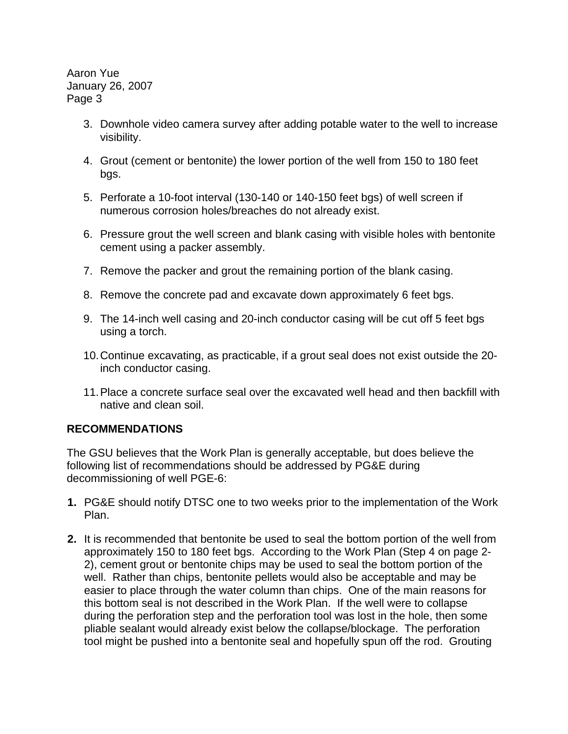3. Downhole video camera survey after adding potable water to the well to increase visibility.

4. Grout (cement or bentonite) the lower portion of the well from 150 to 180 feet bgs.

5. Perforate a 10-foot interval (130-140 or 140-150 feet bgs) of well screen if numerous corrosion holes/breaches do not already exist.

6. Pressure grout the well screen and blank casing with visible holes with bentonite cement using a packer assembly.

7. Remove the packer and grout the remaining portion of the blank casing.

8. Remove the concrete pad and excavate down approximately 6 feet bgs.

9. The 14-inch well casing and 20-inch conductor casing will be cut off 5 feet bgs using a torch.

10. Continue excavating, as practicable, if a grout seal does not exist outside the 20-inch conductor casing.

11. Place a concrete surface seal over the excavated well head and then backfill with native and clean soil.

**RECOMMENDATIONS**

The GSU believes that the Work Plan is generally acceptable, but does believe the following list of recommendations should be addressed by PG&E during decommissioning of well PGE-6:

**1.** PG&E should notify DTSC one to two weeks prior to the implementation of the Work Plan.

**2.** It is recommended that bentonite be used to seal the bottom portion of the well from approximately 150 to 180 feet bgs. According to the Work Plan (Step 4 on page 2-2), cement grout or bentonite chips may be used to seal the bottom portion of the well. Rather than chips, bentonite pellets would also be acceptable and may be easier to place through the water column than chips. One of the main reasons for this bottom seal is not described in the Work Plan. If the well were to collapse during the perforation step and the perforation tool was lost in the hole, then some pliable sealant would already exist below the collapse/blockage. The perforation tool might be pushed into a bentonite seal and hopefully spun off the rod. Grouting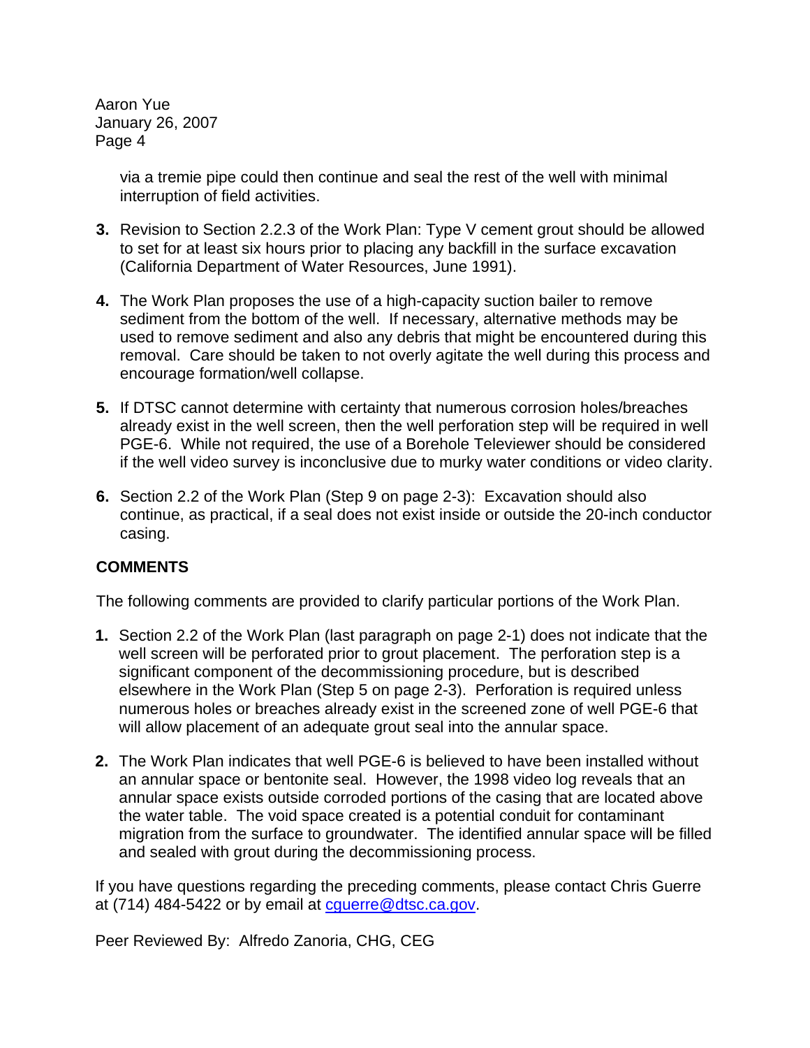via a tremie pipe could then continue and seal the rest of the well with minimal interruption of field activities.

3. Revision to Section 2.2.3 of the Work Plan: Type V cement grout should be allowed to set for at least six hours prior to placing any backfill in the surface excavation (California Department of Water Resources, June 1991).

4. The Work Plan proposes the use of a high-capacity suction bailer to remove sediment from the bottom of the well. If necessary, alternative methods may be used to remove sediment and also any debris that might be encountered during this removal. Care should be taken to not overly agitate the well during this process and encourage formation/well collapse.

5. If DTSC cannot determine with certainty that numerous corrosion holes/breaches already exist in the well screen, then the well perforation step will be required in well PGE-6. While not required, the use of a Borehole Televiewer should be considered if the well video survey is inconclusive due to murky water conditions or video clarity.

6. Section 2.2 of the Work Plan (Step 9 on page 2-3): Excavation should also continue, as practical, if a seal does not exist inside or outside the 20-inch conductor casing.

**COMMENTS**

The following comments are provided to clarify particular portions of the Work Plan.

1. Section 2.2 of the Work Plan (last paragraph on page 2-1) does not indicate that the well screen will be perforated prior to grout placement. The perforation step is a significant component of the decommissioning procedure, but is described elsewhere in the Work Plan (Step 5 on page 2-3). Perforation is required unless numerous holes or breaches already exist in the screened zone of well PGE-6 that will allow placement of an adequate grout seal into the annular space.

2. The Work Plan indicates that well PGE-6 is believed to have been installed without an annular space or bentonite seal. However, the 1998 video log reveals that an annular space exists outside corroded portions of the casing that are located above the water table. The void space created is a potential conduit for contaminant migration from the surface to groundwater. The identified annular space will be filled and sealed with grout during the decommissioning process.

If you have questions regarding the preceding comments, please contact Chris Guerre at (714) 484-5422 or by email at cguerre@dtsc.ca.gov.

Peer Reviewed By: Alfredo Zanoria, CHG, CEG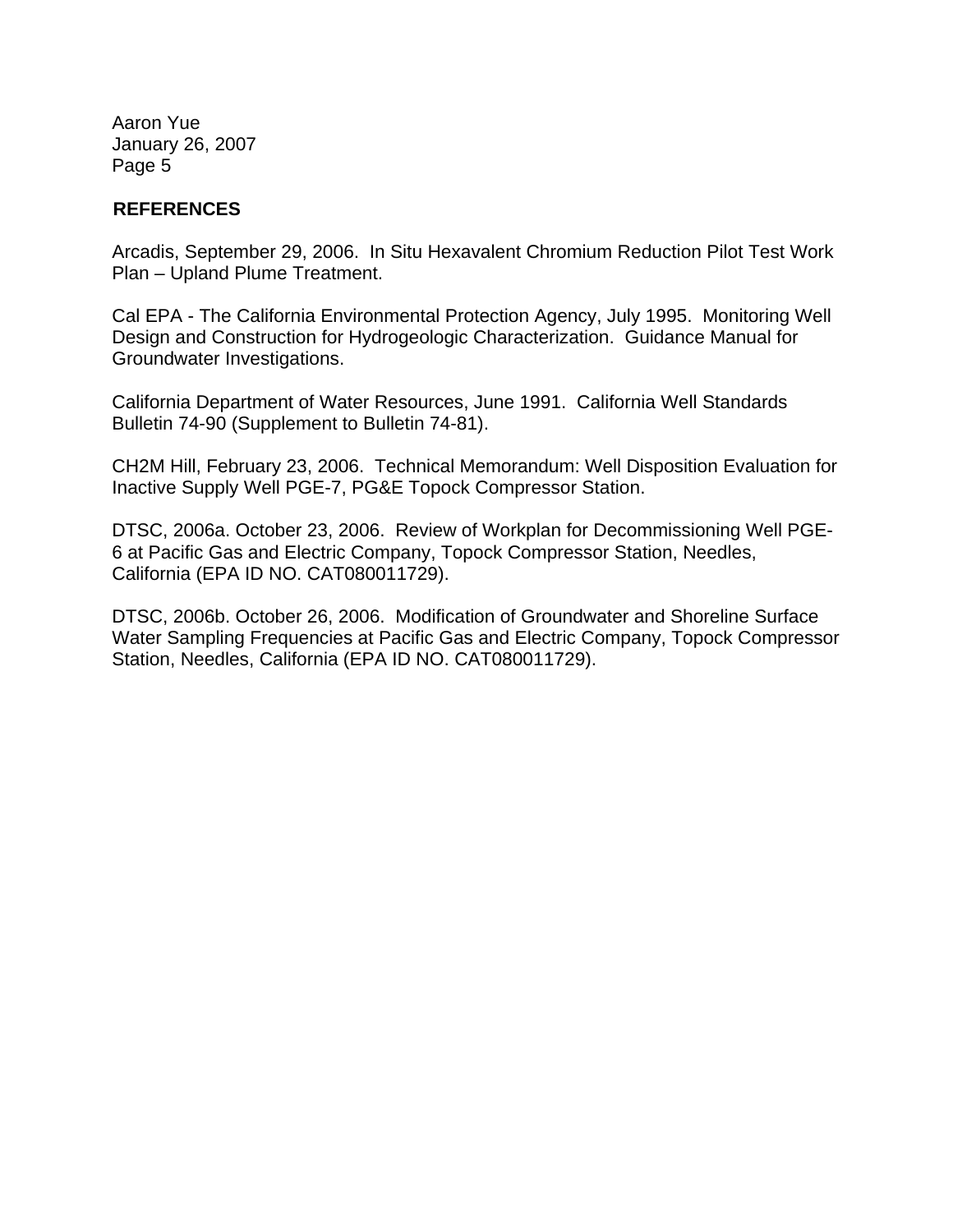## REFERENCES

Arcadis, September 29, 2006. In Situ Hexavalent Chromium Reduction Pilot Test Work Plan – Upland Plume Treatment.

Cal EPA - The California Environmental Protection Agency, July 1995. Monitoring Well Design and Construction for Hydrogeologic Characterization. Guidance Manual for Groundwater Investigations.

California Department of Water Resources, June 1991. California Well Standards Bulletin 74-90 (Supplement to Bulletin 74-81).

CH2M Hill, February 23, 2006. Technical Memorandum: Well Disposition Evaluation for Inactive Supply Well PGE-7, PG&E Topock Compressor Station.

DTSC, 2006a. October 23, 2006. Review of Workplan for Decommissioning Well PGE-6 at Pacific Gas and Electric Company, Topock Compressor Station, Needles, California (EPA ID NO. CAT080011729).

DTSC, 2006b. October 26, 2006. Modification of Groundwater and Shoreline Surface Water Sampling Frequencies at Pacific Gas and Electric Company, Topock Compressor Station, Needles, California (EPA ID NO. CAT080011729).